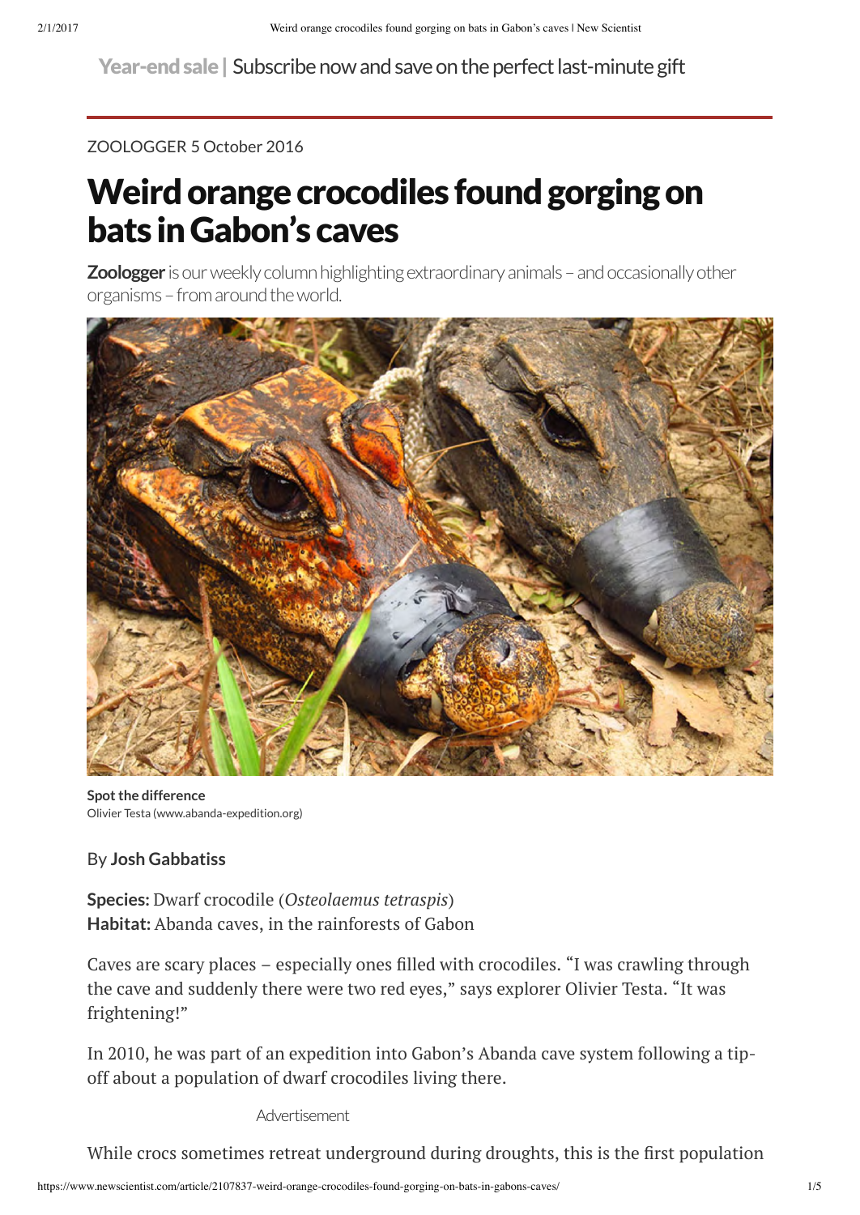Year-end sale | Subscribe now and save on the perfect last-minute gift

ZOOLOGGER 5 October 2016

# Weird orange crocodiles found gorging on bats in Gabon's caves

**Zoologger** is our weekly column highlighting extraordinary animals – and occasionally other organisms – from around the world.

**Spot the difference**
Olivier Testa (www.abanda-expedition.org)

By **Josh Gabbatiss**

**Species:** Dwarf crocodile (*Osteolaemus tetraspis*)
**Habitat:** Abanda caves, in the rainforests of Gabon

Caves are scary places – especially ones filled with crocodiles. "I was crawling through the cave and suddenly there were two red eyes," says explorer Olivier Testa. "It was frightening!"

In 2010, he was part of an expedition into Gabon's Abanda cave system following a tip-off about a population of dwarf crocodiles living there.

Advertisement

While crocs sometimes retreat underground during droughts, this is the first population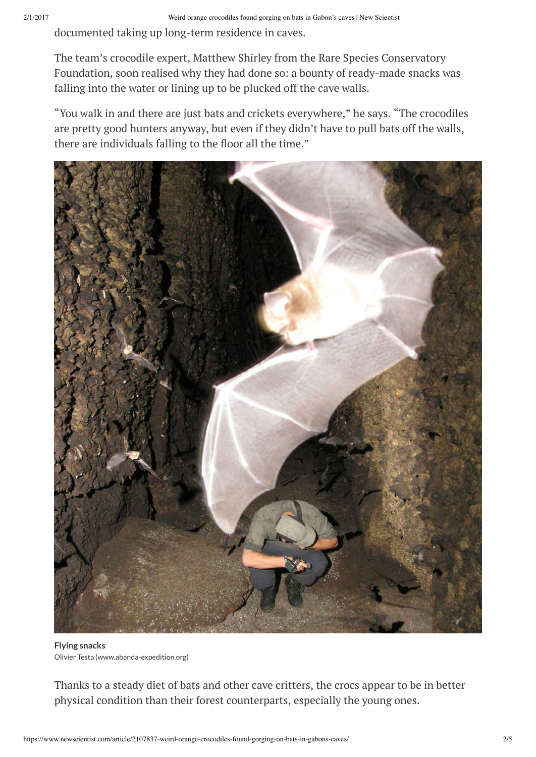documented taking up long-term residence in caves.

The team's crocodile expert, Matthew Shirley from the Rare Species Conservatory Foundation, soon realised why they had done so: a bounty of ready-made snacks was falling into the water or lining up to be plucked off the cave walls.

"You walk in and there are just bats and crickets everywhere," he says. "The crocodiles are pretty good hunters anyway, but even if they didn't have to pull bats off the walls, there are individuals falling to the floor all the time."

**Flying snacks**
Olivier Testa (www.abanda-expedition.org)

Thanks to a steady diet of bats and other cave critters, the crocs appear to be in better physical condition than their forest counterparts, especially the young ones.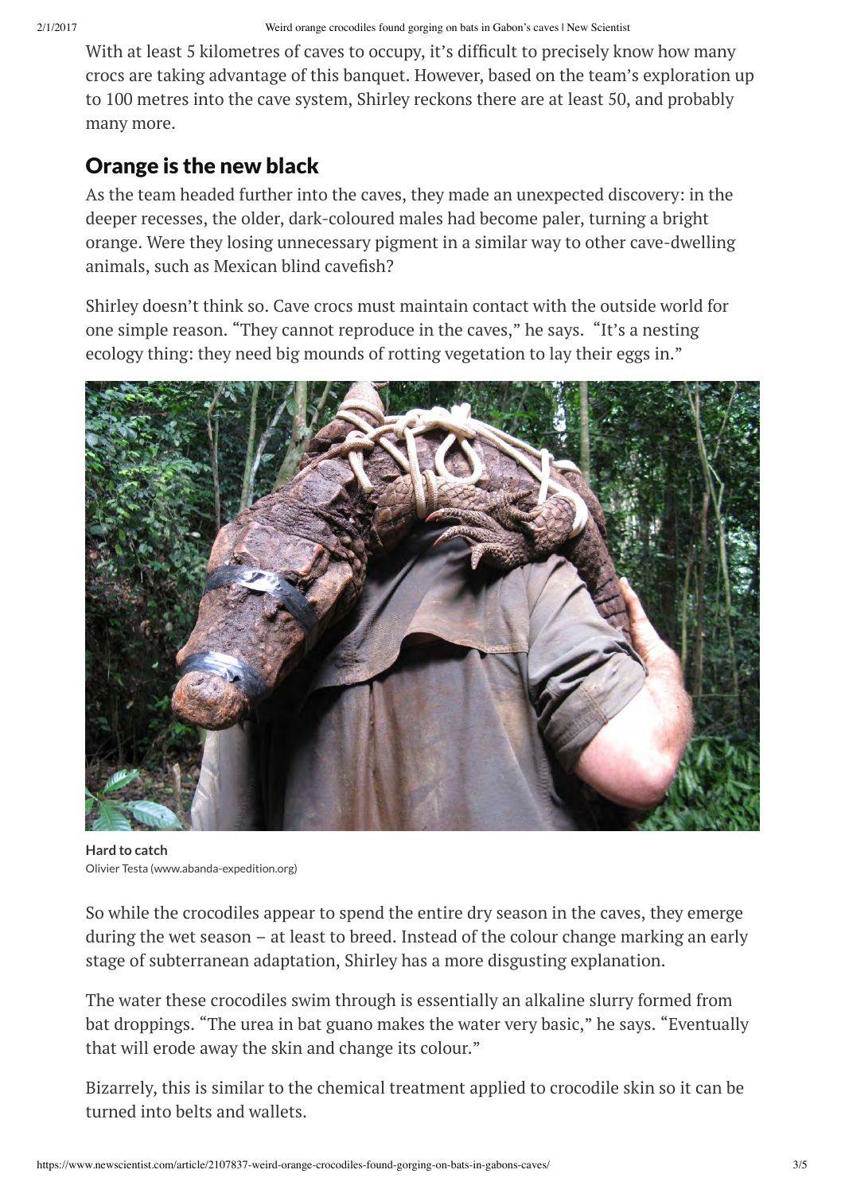With at least 5 kilometres of caves to occupy, it's difficult to precisely know how many crocs are taking advantage of this banquet. However, based on the team's exploration up to 100 metres into the cave system, Shirley reckons there are at least 50, and probably many more.

## Orange is the new black

As the team headed further into the caves, they made an unexpected discovery: in the deeper recesses, the older, dark-coloured males had become paler, turning a bright orange. Were they losing unnecessary pigment in a similar way to other cave-dwelling animals, such as Mexican blind cavefish?

Shirley doesn't think so. Cave crocs must maintain contact with the outside world for one simple reason. "They cannot reproduce in the caves," he says. "It's a nesting ecology thing: they need big mounds of rotting vegetation to lay their eggs in."

**Hard to catch**
Olivier Testa (www.abanda-expedition.org)

So while the crocodiles appear to spend the entire dry season in the caves, they emerge during the wet season – at least to breed. Instead of the colour change marking an early stage of subterranean adaptation, Shirley has a more disgusting explanation.

The water these crocodiles swim through is essentially an alkaline slurry formed from bat droppings. "The urea in bat guano makes the water very basic," he says. "Eventually that will erode away the skin and change its colour."

Bizarrely, this is similar to the chemical treatment applied to crocodile skin so it can be turned into belts and wallets.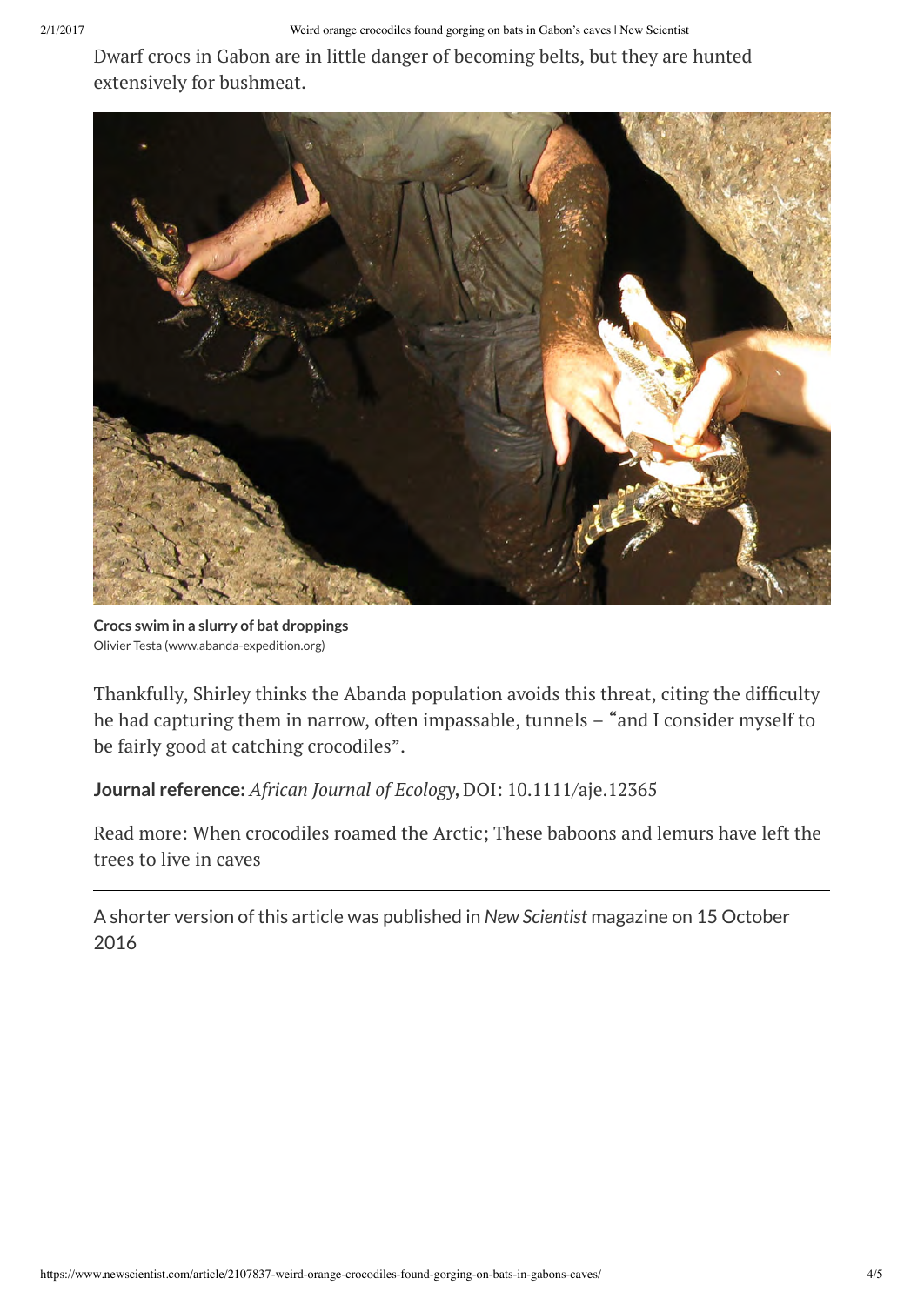Dwarf crocs in Gabon are in little danger of becoming belts, but they are hunted extensively for bushmeat.

**Crocs swim in a slurry of bat droppings**
Olivier Testa (www.abanda-expedition.org)

Thankfully, Shirley thinks the Abanda population avoids this threat, citing the difficulty he had capturing them in narrow, often impassable, tunnels – "and I consider myself to be fairly good at catching crocodiles".

**Journal reference:** *African Journal of Ecology*, DOI: 10.1111/aje.12365

Read more: When crocodiles roamed the Arctic; These baboons and lemurs have left the trees to live in caves

---

A shorter version of this article was published in *New Scientist* magazine on 15 October 2016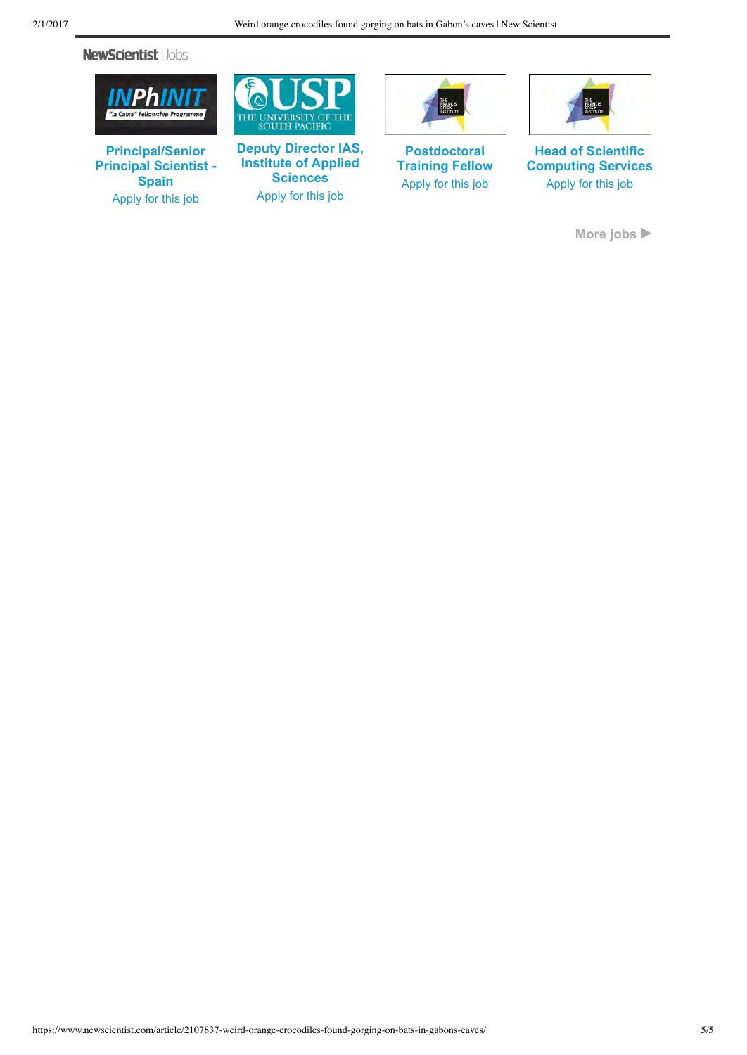NewScientist | Jobs

**Principal/Senior Principal Scientist - Spain**
Apply for this job

**Deputy Director IAS, Institute of Applied Sciences**
Apply for this job

**Postdoctoral Training Fellow**
Apply for this job

**Head of Scientific Computing Services**
Apply for this job

More jobs ▶